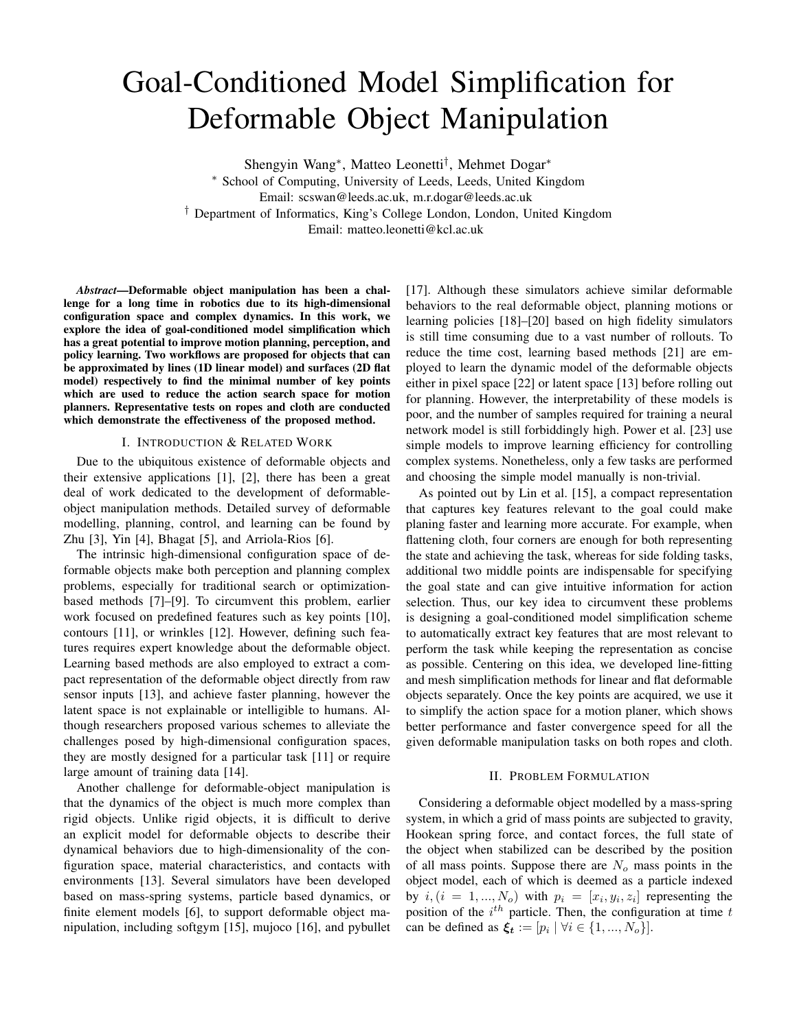# Goal-Conditioned Model Simplification for Deformable Object Manipulation

Shengyin Wang*, Matteo Leonetti†, Mehmet Dogar*

* School of Computing, University of Leeds, Leeds, United Kingdom
Email: scswan@leeds.ac.uk, m.r.dogar@leeds.ac.uk

† Department of Informatics, King's College London, London, United Kingdom
Email: matteo.leonetti@kcl.ac.uk

***Abstract*—Deformable object manipulation has been a challenge for a long time in robotics due to its high-dimensional configuration space and complex dynamics. In this work, we explore the idea of goal-conditioned model simplification which has a great potential to improve motion planning, perception, and policy learning. Two workflows are proposed for objects that can be approximated by lines (1D linear model) and surfaces (2D flat model) respectively to find the minimal number of key points which are used to reduce the action search space for motion planners. Representative tests on ropes and cloth are conducted which demonstrate the effectiveness of the proposed method.**

## I. Introduction & Related Work

Due to the ubiquitous existence of deformable objects and their extensive applications [1], [2], there has been a great deal of work dedicated to the development of deformable-object manipulation methods. Detailed survey of deformable modelling, planning, control, and learning can be found by Zhu [3], Yin [4], Bhagat [5], and Arriola-Rios [6].

The intrinsic high-dimensional configuration space of deformable objects make both perception and planning complex problems, especially for traditional search or optimization-based methods [7]–[9]. To circumvent this problem, earlier work focused on predefined features such as key points [10], contours [11], or wrinkles [12]. However, defining such features requires expert knowledge about the deformable object. Learning based methods are also employed to extract a compact representation of the deformable object directly from raw sensor inputs [13], and achieve faster planning, however the latent space is not explainable or intelligible to humans. Although researchers proposed various schemes to alleviate the challenges posed by high-dimensional configuration spaces, they are mostly designed for a particular task [11] or require large amount of training data [14].

Another challenge for deformable-object manipulation is that the dynamics of the object is much more complex than rigid objects. Unlike rigid objects, it is difficult to derive an explicit model for deformable objects to describe their dynamical behaviors due to high-dimensionality of the configuration space, material characteristics, and contacts with environments [13]. Several simulators have been developed based on mass-spring systems, particle based dynamics, or finite element models [6], to support deformable object manipulation, including softgym [15], mujoco [16], and pybullet [17]. Although these simulators achieve similar deformable behaviors to the real deformable object, planning motions or learning policies [18]–[20] based on high fidelity simulators is still time consuming due to a vast number of rollouts. To reduce the time cost, learning based methods [21] are employed to learn the dynamic model of the deformable objects either in pixel space [22] or latent space [13] before rolling out for planning. However, the interpretability of these models is poor, and the number of samples required for training a neural network model is still forbiddingly high. Power et al. [23] use simple models to improve learning efficiency for controlling complex systems. Nonetheless, only a few tasks are performed and choosing the simple model manually is non-trivial.

As pointed out by Lin et al. [15], a compact representation that captures key features relevant to the goal could make planing faster and learning more accurate. For example, when flattening cloth, four corners are enough for both representing the state and achieving the task, whereas for side folding tasks, additional two middle points are indispensable for specifying the goal state and can give intuitive information for action selection. Thus, our key idea to circumvent these problems is designing a goal-conditioned model simplification scheme to automatically extract key features that are most relevant to perform the task while keeping the representation as concise as possible. Centering on this idea, we developed line-fitting and mesh simplification methods for linear and flat deformable objects separately. Once the key points are acquired, we use it to simplify the action space for a motion planer, which shows better performance and faster convergence speed for all the given deformable manipulation tasks on both ropes and cloth.

## II. Problem Formulation

Considering a deformable object modelled by a mass-spring system, in which a grid of mass points are subjected to gravity, Hookean spring force, and contact forces, the full state of the object when stabilized can be described by the position of all mass points. Suppose there are $N_o$ mass points in the object model, each of which is deemed as a particle indexed by $i, (i = 1, ..., N_o)$ with $p_i = [x_i, y_i, z_i]$ representing the position of the $i^{th}$ particle. Then, the configuration at time $t$ can be defined as $\boldsymbol{\xi_t} := [p_i \mid \forall i \in \{1, ..., N_o\}]$.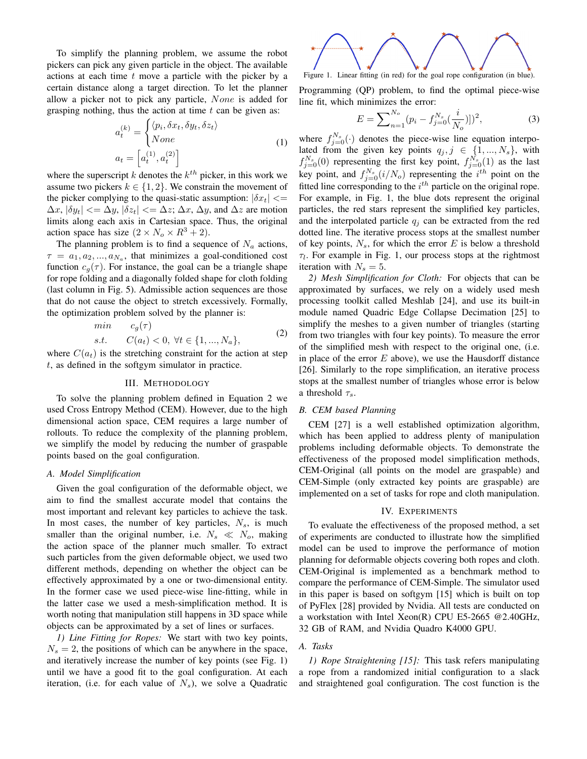To simplify the planning problem, we assume the robot pickers can pick any given particle in the object. The available actions at each time $t$ move a particle with the picker by a certain distance along a target direction. To let the planner allow a picker not to pick any particle, $None$ is added for grasping nothing, thus the action at time $t$ can be given as:

$$a_t^{(k)} = \begin{cases} \langle p_i, \delta x_t, \delta y_t, \delta z_t \rangle \\ None \end{cases}$$
$$a_t = \left[ a_t^{(1)}, a_t^{(2)} \right] \tag{1}$$

where the superscript $k$ denotes the $k^{th}$ picker, in this work we assume two pickers $k \in \{1, 2\}$. We constrain the movement of the picker complying to the quasi-static assumption: $|\delta x_t| <= \Delta x$, $|\delta y_t| <= \Delta y$, $|\delta z_t| <= \Delta z$; $\Delta x$, $\Delta y$, and $\Delta z$ are motion limits along each axis in Cartesian space. Thus, the original action space has size $(2 \times N_o \times R^3 + 2)$.

The planning problem is to find a sequence of $N_a$ actions, $\tau = a_1, a_2, ..., a_{N_a}$, that minimizes a goal-conditioned cost function $c_g(\tau)$. For instance, the goal can be a triangle shape for rope folding and a diagonally folded shape for cloth folding (last column in Fig. 5). Admissible action sequences are those that do not cause the object to stretch excessively. Formally, the optimization problem solved by the planner is:

$$\begin{aligned} min \quad & c_g(\tau) \\ s.t. \quad & C(a_t) < 0, \ \forall t \in \{1, ..., N_a\}, \end{aligned} \tag{2}$$

where $C(a_t)$ is the stretching constraint for the action at step $t$, as defined in the softgym simulator in practice.

## III. Methodology

To solve the planning problem defined in Equation 2 we used Cross Entropy Method (CEM). However, due to the high dimensional action space, CEM requires a large number of rollouts. To reduce the complexity of the planning problem, we simplify the model by reducing the number of graspable points based on the goal configuration.

### A. Model Simplification

Given the goal configuration of the deformable object, we aim to find the smallest accurate model that contains the most important and relevant key particles to achieve the task. In most cases, the number of key particles, $N_s$, is much smaller than the original number, i.e. $N_s \ll N_o$, making the action space of the planner much smaller. To extract such particles from the given deformable object, we used two different methods, depending on whether the object can be effectively approximated by a one or two-dimensional entity. In the former case we used piece-wise line-fitting, while in the latter case we used a mesh-simplification method. It is worth noting that manipulation still happens in 3D space while objects can be approximated by a set of lines or surfaces.

*1) Line Fitting for Ropes:* We start with two key points, $N_s = 2$, the positions of which can be anywhere in the space, and iteratively increase the number of key points (see Fig. 1) until we have a good fit to the goal configuration. At each iteration, (i.e. for each value of $N_s$), we solve a Quadratic Programming (QP) problem, to find the optimal piece-wise line fit, which minimizes the error:

Figure 1. Linear fitting (in red) for the goal rope configuration (in blue).

$$E = \sum_{n=1}^{N_o} (p_i - f_{j=0}^{N_s}(\frac{i}{N_o})])^2, \tag{3}$$

where $f_{j=0}^{N_s}(\cdot)$ denotes the piece-wise line equation interpolated from the given key points $q_j, j \in \{1, ..., N_s\}$, with $f_{j=0}^{N_s}(0)$ representing the first key point, $f_{j=0}^{N_s}(1)$ as the last key point, and $f_{j=0}^{N_s}(i/N_o)$ representing the $i^{th}$ point on the fitted line corresponding to the $i^{th}$ particle on the original rope. For example, in Fig. 1, the blue dots represent the original particles, the red stars represent the simplified key particles, and the interpolated particle $q_j$ can be extracted from the red dotted line. The iterative process stops at the smallest number of key points, $N_s$, for which the error $E$ is below a threshold $\tau_l$. For example in Fig. 1, our process stops at the rightmost iteration with $N_s = 5$.

*2) Mesh Simplification for Cloth:* For objects that can be approximated by surfaces, we rely on a widely used mesh processing toolkit called Meshlab [24], and use its built-in module named Quadric Edge Collapse Decimation [25] to simplify the meshes to a given number of triangles (starting from two triangles with four key points). To measure the error of the simplified mesh with respect to the original one, (i.e. in place of the error $E$ above), we use the Hausdorff distance [26]. Similarly to the rope simplification, an iterative process stops at the smallest number of triangles whose error is below a threshold $\tau_s$.

### B. CEM based Planning

CEM [27] is a well established optimization algorithm, which has been applied to address plenty of manipulation problems including deformable objects. To demonstrate the effectiveness of the proposed model simplification methods, CEM-Original (all points on the model are graspable) and CEM-Simple (only extracted key points are graspable) are implemented on a set of tasks for rope and cloth manipulation.

## IV. Experiments

To evaluate the effectiveness of the proposed method, a set of experiments are conducted to illustrate how the simplified model can be used to improve the performance of motion planning for deformable objects covering both ropes and cloth. CEM-Original is implemented as a benchmark method to compare the performance of CEM-Simple. The simulator used in this paper is based on softgym [15] which is built on top of PyFlex [28] provided by Nvidia. All tests are conducted on a workstation with Intel Xeon(R) CPU E5-2665 @2.40GHz, 32 GB of RAM, and Nvidia Quadro K4000 GPU.

### A. Tasks

*1) Rope Straightening [15]:* This task refers manipulating a rope from a randomized initial configuration to a slack and straightened goal configuration. The cost function is the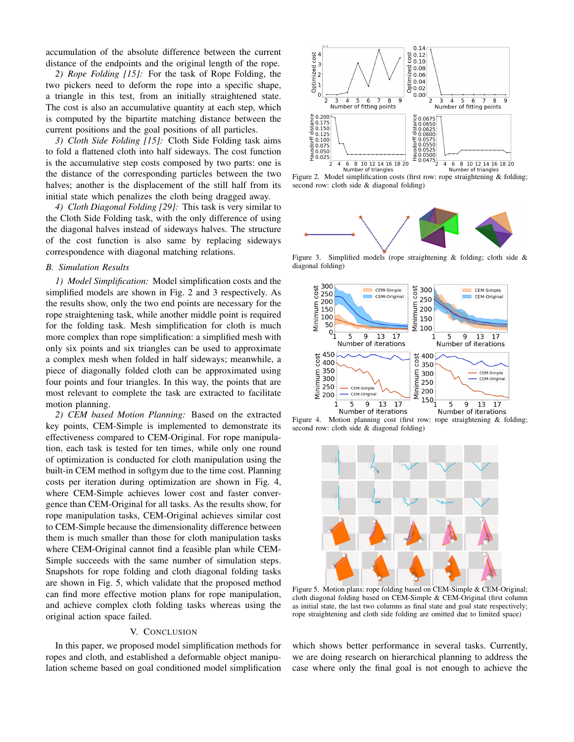accumulation of the absolute difference between the current distance of the endpoints and the original length of the rope.

*2) Rope Folding [15]:* For the task of Rope Folding, the two pickers need to deform the rope into a specific shape, a triangle in this test, from an initially straightened state. The cost is also an accumulative quantity at each step, which is computed by the bipartite matching distance between the current positions and the goal positions of all particles.

*3) Cloth Side Folding [15]:* Cloth Side Folding task aims to fold a flattened cloth into half sideways. The cost function is the accumulative step costs composed by two parts: one is the distance of the corresponding particles between the two halves; another is the displacement of the still half from its initial state which penalizes the cloth being dragged away.

*4) Cloth Diagonal Folding [29]:* This task is very similar to the Cloth Side Folding task, with the only difference of using the diagonal halves instead of sideways halves. The structure of the cost function is also same by replacing sideways correspondence with diagonal matching relations.

### B. Simulation Results

*1) Model Simplification:* Model simplification costs and the simplified models are shown in Fig. 2 and 3 respectively. As the results show, only the two end points are necessary for the rope straightening task, while another middle point is required for the folding task. Mesh simplification for cloth is much more complex than rope simplification: a simplified mesh with only six points and six triangles can be used to approximate a complex mesh when folded in half sideways; meanwhile, a piece of diagonally folded cloth can be approximated using four points and four triangles. In this way, the points that are most relevant to complete the task are extracted to facilitate motion planning.

*2) CEM based Motion Planning:* Based on the extracted key points, CEM-Simple is implemented to demonstrate its effectiveness compared to CEM-Original. For rope manipulation, each task is tested for ten times, while only one round of optimization is conducted for cloth manipulation using the built-in CEM method in softgym due to the time cost. Planning costs per iteration during optimization are shown in Fig. 4, where CEM-Simple achieves lower cost and faster convergence than CEM-Original for all tasks. As the results show, for rope manipulation tasks, CEM-Original achieves similar cost to CEM-Simple because the dimensionality difference between them is much smaller than those for cloth manipulation tasks where CEM-Original cannot find a feasible plan while CEM-Simple succeeds with the same number of simulation steps. Snapshots for rope folding and cloth diagonal folding tasks are shown in Fig. 5, which validate that the proposed method can find more effective motion plans for rope manipulation, and achieve complex cloth folding tasks whereas using the original action space failed.

Figure 2. Model simplification costs (first row: rope straightening & folding; second row: cloth side & diagonal folding)

Figure 3. Simplified models (rope straightening & folding; cloth side & diagonal folding)

Figure 4. Motion planning cost (first row: rope straightening & folding; second row: cloth side & diagonal folding)

Figure 5. Motion plans: rope folding based on CEM-Simple & CEM-Original; cloth diagonal folding based on CEM-Simple & CEM-Original (first column as initial state, the last two columns as final state and goal state respectively; rope straightening and cloth side folding are omitted due to limited space)

## V. Conclusion

In this paper, we proposed model simplification methods for ropes and cloth, and established a deformable object manipulation scheme based on goal conditioned model simplification which shows better performance in several tasks. Currently, we are doing research on hierarchical planning to address the case where only the final goal is not enough to achieve the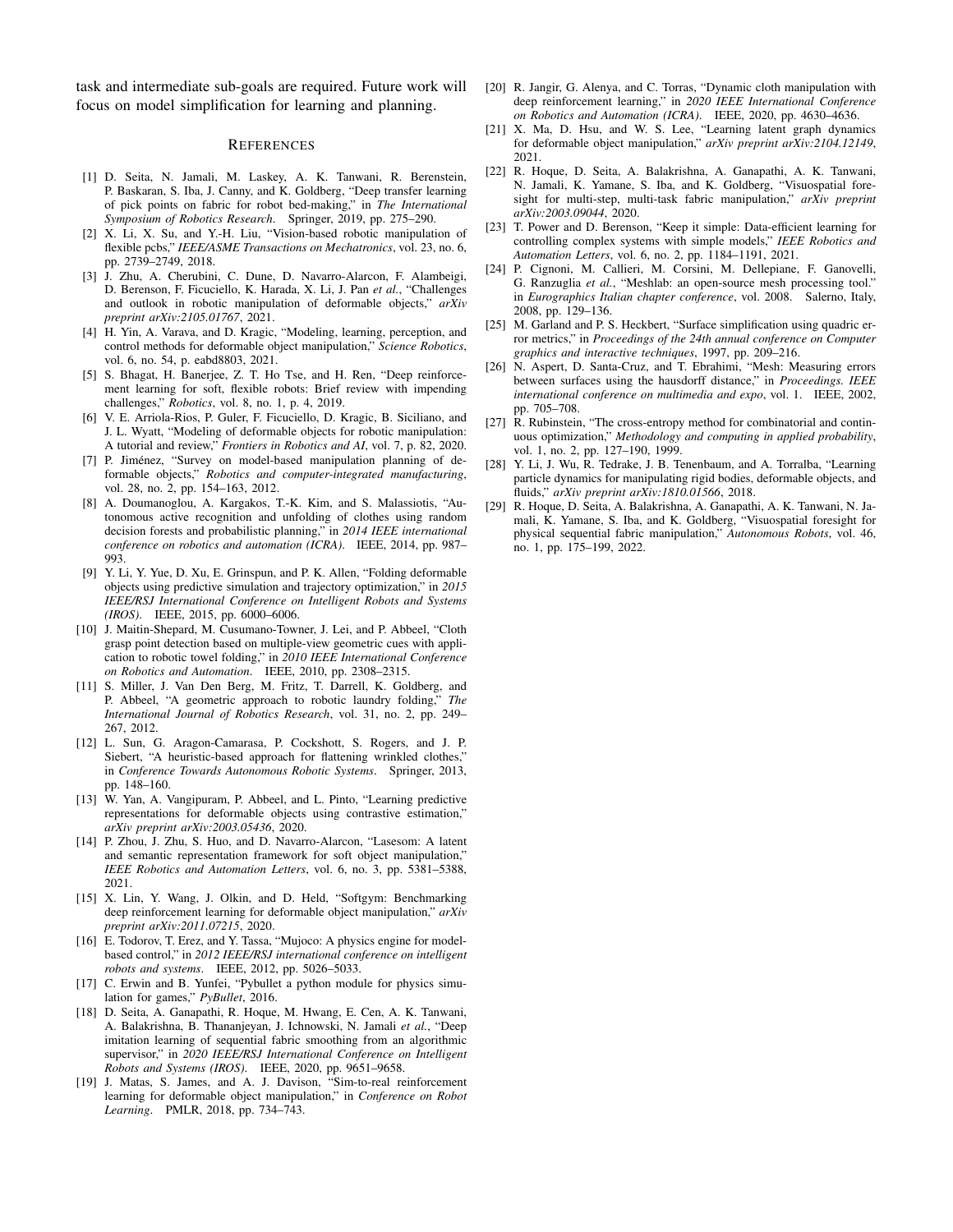task and intermediate sub-goals are required. Future work will focus on model simplification for learning and planning.

## References

[1] D. Seita, N. Jamali, M. Laskey, A. K. Tanwani, R. Berenstein, P. Baskaran, S. Iba, J. Canny, and K. Goldberg, "Deep transfer learning of pick points on fabric for robot bed-making," in *The International Symposium of Robotics Research*. Springer, 2019, pp. 275–290.

[2] X. Li, X. Su, and Y.-H. Liu, "Vision-based robotic manipulation of flexible pcbs," *IEEE/ASME Transactions on Mechatronics*, vol. 23, no. 6, pp. 2739–2749, 2018.

[3] J. Zhu, A. Cherubini, C. Dune, D. Navarro-Alarcon, F. Alambeigi, D. Berenson, F. Ficuciello, K. Harada, X. Li, J. Pan *et al.*, "Challenges and outlook in robotic manipulation of deformable objects," *arXiv preprint arXiv:2105.01767*, 2021.

[4] H. Yin, A. Varava, and D. Kragic, "Modeling, learning, perception, and control methods for deformable object manipulation," *Science Robotics*, vol. 6, no. 54, p. eabd8803, 2021.

[5] S. Bhagat, H. Banerjee, Z. T. Ho Tse, and H. Ren, "Deep reinforcement learning for soft, flexible robots: Brief review with impending challenges," *Robotics*, vol. 8, no. 1, p. 4, 2019.

[6] V. E. Arriola-Rios, P. Guler, F. Ficuciello, D. Kragic, B. Siciliano, and J. L. Wyatt, "Modeling of deformable objects for robotic manipulation: A tutorial and review," *Frontiers in Robotics and AI*, vol. 7, p. 82, 2020.

[7] P. Jiménez, "Survey on model-based manipulation planning of deformable objects," *Robotics and computer-integrated manufacturing*, vol. 28, no. 2, pp. 154–163, 2012.

[8] A. Doumanoglou, A. Kargakos, T.-K. Kim, and S. Malassiotis, "Autonomous active recognition and unfolding of clothes using random decision forests and probabilistic planning," in *2014 IEEE international conference on robotics and automation (ICRA)*. IEEE, 2014, pp. 987–993.

[9] Y. Li, Y. Yue, D. Xu, E. Grinspun, and P. K. Allen, "Folding deformable objects using predictive simulation and trajectory optimization," in *2015 IEEE/RSJ International Conference on Intelligent Robots and Systems (IROS)*. IEEE, 2015, pp. 6000–6006.

[10] J. Maitin-Shepard, M. Cusumano-Towner, J. Lei, and P. Abbeel, "Cloth grasp point detection based on multiple-view geometric cues with application to robotic towel folding," in *2010 IEEE International Conference on Robotics and Automation*. IEEE, 2010, pp. 2308–2315.

[11] S. Miller, J. Van Den Berg, M. Fritz, T. Darrell, K. Goldberg, and P. Abbeel, "A geometric approach to robotic laundry folding," *The International Journal of Robotics Research*, vol. 31, no. 2, pp. 249–267, 2012.

[12] L. Sun, G. Aragon-Camarasa, P. Cockshott, S. Rogers, and J. P. Siebert, "A heuristic-based approach for flattening wrinkled clothes," in *Conference Towards Autonomous Robotic Systems*. Springer, 2013, pp. 148–160.

[13] W. Yan, A. Vangipuram, P. Abbeel, and L. Pinto, "Learning predictive representations for deformable objects using contrastive estimation," *arXiv preprint arXiv:2003.05436*, 2020.

[14] P. Zhou, J. Zhu, S. Huo, and D. Navarro-Alarcon, "Lasesom: A latent and semantic representation framework for soft object manipulation," *IEEE Robotics and Automation Letters*, vol. 6, no. 3, pp. 5381–5388, 2021.

[15] X. Lin, Y. Wang, J. Olkin, and D. Held, "Softgym: Benchmarking deep reinforcement learning for deformable object manipulation," *arXiv preprint arXiv:2011.07215*, 2020.

[16] E. Todorov, T. Erez, and Y. Tassa, "Mujoco: A physics engine for model-based control," in *2012 IEEE/RSJ international conference on intelligent robots and systems*. IEEE, 2012, pp. 5026–5033.

[17] C. Erwin and B. Yunfei, "Pybullet a python module for physics simulation for games," *PyBullet*, 2016.

[18] D. Seita, A. Ganapathi, R. Hoque, M. Hwang, E. Cen, A. K. Tanwani, A. Balakrishna, B. Thananjeyan, J. Ichnowski, N. Jamali *et al.*, "Deep imitation learning of sequential fabric smoothing from an algorithmic supervisor," in *2020 IEEE/RSJ International Conference on Intelligent Robots and Systems (IROS)*. IEEE, 2020, pp. 9651–9658.

[19] J. Matas, S. James, and A. J. Davison, "Sim-to-real reinforcement learning for deformable object manipulation," in *Conference on Robot Learning*. PMLR, 2018, pp. 734–743.

[20] R. Jangir, G. Alenya, and C. Torras, "Dynamic cloth manipulation with deep reinforcement learning," in *2020 IEEE International Conference on Robotics and Automation (ICRA)*. IEEE, 2020, pp. 4630–4636.

[21] X. Ma, D. Hsu, and W. S. Lee, "Learning latent graph dynamics for deformable object manipulation," *arXiv preprint arXiv:2104.12149*, 2021.

[22] R. Hoque, D. Seita, A. Balakrishna, A. Ganapathi, A. K. Tanwani, N. Jamali, K. Yamane, S. Iba, and K. Goldberg, "Visuospatial foresight for multi-step, multi-task fabric manipulation," *arXiv preprint arXiv:2003.09044*, 2020.

[23] T. Power and D. Berenson, "Keep it simple: Data-efficient learning for controlling complex systems with simple models," *IEEE Robotics and Automation Letters*, vol. 6, no. 2, pp. 1184–1191, 2021.

[24] P. Cignoni, M. Callieri, M. Corsini, M. Dellepiane, F. Ganovelli, G. Ranzuglia *et al.*, "Meshlab: an open-source mesh processing tool." in *Eurographics Italian chapter conference*, vol. 2008. Salerno, Italy, 2008, pp. 129–136.

[25] M. Garland and P. S. Heckbert, "Surface simplification using quadric error metrics," in *Proceedings of the 24th annual conference on Computer graphics and interactive techniques*, 1997, pp. 209–216.

[26] N. Aspert, D. Santa-Cruz, and T. Ebrahimi, "Mesh: Measuring errors between surfaces using the hausdorff distance," in *Proceedings. IEEE international conference on multimedia and expo*, vol. 1. IEEE, 2002, pp. 705–708.

[27] R. Rubinstein, "The cross-entropy method for combinatorial and continuous optimization," *Methodology and computing in applied probability*, vol. 1, no. 2, pp. 127–190, 1999.

[28] Y. Li, J. Wu, R. Tedrake, J. B. Tenenbaum, and A. Torralba, "Learning particle dynamics for manipulating rigid bodies, deformable objects, and fluids," *arXiv preprint arXiv:1810.01566*, 2018.

[29] R. Hoque, D. Seita, A. Balakrishna, A. Ganapathi, A. K. Tanwani, N. Jamali, K. Yamane, S. Iba, and K. Goldberg, "Visuospatial foresight for physical sequential fabric manipulation," *Autonomous Robots*, vol. 46, no. 1, pp. 175–199, 2022.